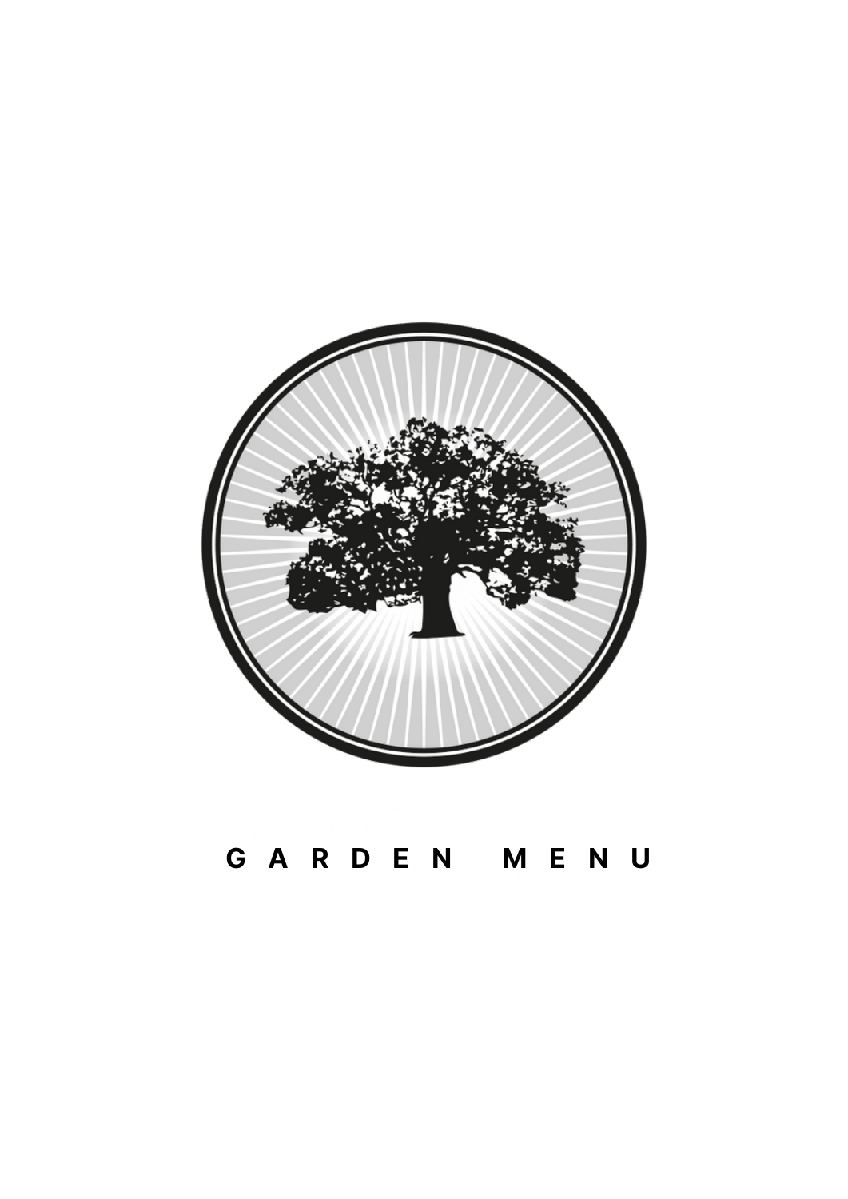# GARDEN MENU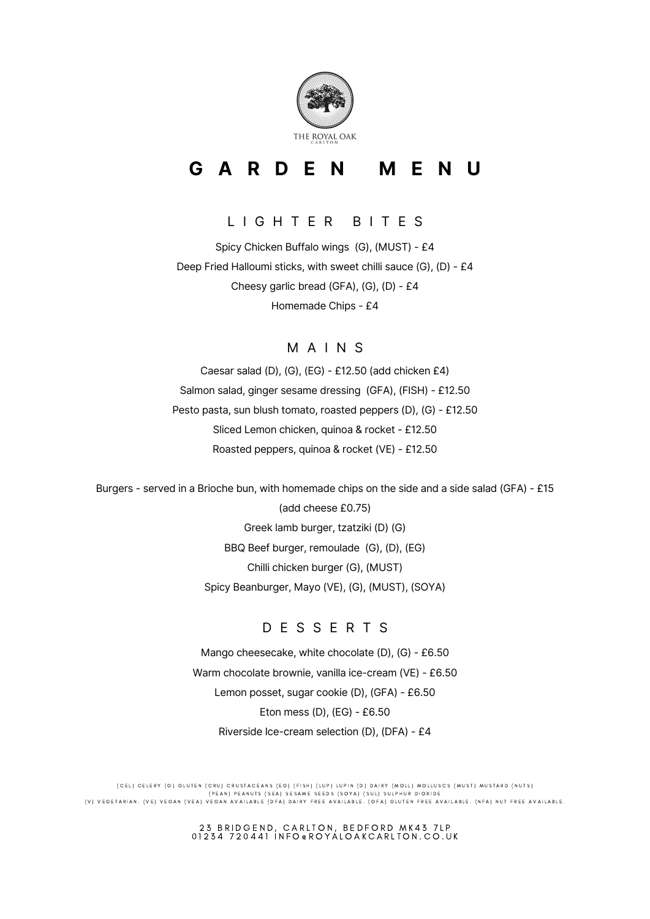THE ROYAL OAK
CARLTON

# GARDEN MENU

## LIGHTER BITES

Spicy Chicken Buffalo wings (G), (MUST) - £4

Deep Fried Halloumi sticks, with sweet chilli sauce (G), (D) - £4

Cheesy garlic bread (GFA), (G), (D) - £4

Homemade Chips - £4

## MAINS

Caesar salad (D), (G), (EG) - £12.50 (add chicken £4)

Salmon salad, ginger sesame dressing (GFA), (FISH) - £12.50

Pesto pasta, sun blush tomato, roasted peppers (D), (G) - £12.50

Sliced Lemon chicken, quinoa & rocket - £12.50

Roasted peppers, quinoa & rocket (VE) - £12.50

Burgers - served in a Brioche bun, with homemade chips on the side and a side salad (GFA) - £15
(add cheese £0.75)

Greek lamb burger, tzatziki (D) (G)

BBQ Beef burger, remoulade (G), (D), (EG)

Chilli chicken burger (G), (MUST)

Spicy Beanburger, Mayo (VE), (G), (MUST), (SOYA)

## DESSERTS

Mango cheesecake, white chocolate (D), (G) - £6.50

Warm chocolate brownie, vanilla ice-cream (VE) - £6.50

Lemon posset, sugar cookie (D), (GFA) - £6.50

Eton mess (D), (EG) - £6.50

Riverside Ice-cream selection (D), (DFA) - £4

(CEL) CELERY (G) GLUTEN (CRU) CRUSTACEANS (EG) (FISH) (LUP) LUPIN (D) DAIRY (MOLL) MOLLUSCS (MUST) MUSTARD (NUTS)
(PEAN) PEANUTS (SEA) SESAME SEEDS (SOYA) (SUL) SULPHUR DIOXIDE
(V) VEGETARIAN. (VE) VEGAN (VEA) VEGAN AVAILABLE (DFA) DAIRY FREE AVAILABLE. (GFA) GLUTEN FREE AVAILABLE. (NFA) NUT FREE AVAILABLE.

23 BRIDGEND, CARLTON, BEDFORD MK43 7LP
01234 720441 INFO@ROYALOAKCARLTON.CO.UK